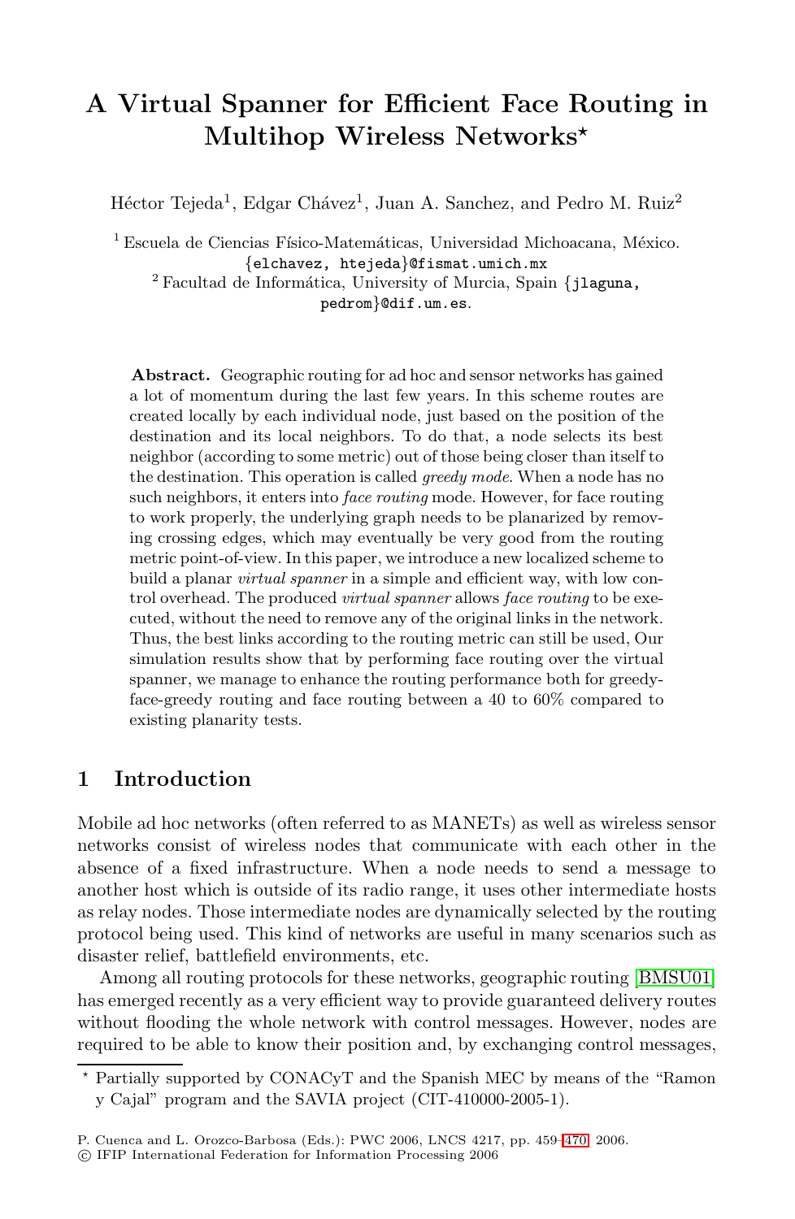# A Virtual Spanner for Efficient Face Routing in Multihop Wireless Networks*

Héctor Tejeda[1], Edgar Chávez[1], Juan A. Sanchez, and Pedro M. Ruiz[2]

[1] Escuela de Ciencias Físico-Matemáticas, Universidad Michoacana, México. {elchavez, htejeda}@fismat.umich.mx

[2] Facultad de Informática, University of Murcia, Spain {jlaguna, pedrom}@dif.um.es.

**Abstract.** Geographic routing for ad hoc and sensor networks has gained a lot of momentum during the last few years. In this scheme routes are created locally by each individual node, just based on the position of the destination and its local neighbors. To do that, a node selects its best neighbor (according to some metric) out of those being closer than itself to the destination. This operation is called *greedy mode*. When a node has no such neighbors, it enters into *face routing* mode. However, for face routing to work properly, the underlying graph needs to be planarized by removing crossing edges, which may eventually be very good from the routing metric point-of-view. In this paper, we introduce a new localized scheme to build a planar *virtual spanner* in a simple and efficient way, with low control overhead. The produced *virtual spanner* allows *face routing* to be executed, without the need to remove any of the original links in the network. Thus, the best links according to the routing metric can still be used, Our simulation results show that by performing face routing over the virtual spanner, we manage to enhance the routing performance both for greedy-face-greedy routing and face routing between a 40 to 60% compared to existing planarity tests.

## 1 Introduction

Mobile ad hoc networks (often referred to as MANETs) as well as wireless sensor networks consist of wireless nodes that communicate with each other in the absence of a fixed infrastructure. When a node needs to send a message to another host which is outside of its radio range, it uses other intermediate hosts as relay nodes. Those intermediate nodes are dynamically selected by the routing protocol being used. This kind of networks are useful in many scenarios such as disaster relief, battlefield environments, etc.

Among all routing protocols for these networks, geographic routing [BMSU01] has emerged recently as a very efficient way to provide guaranteed delivery routes without flooding the whole network with control messages. However, nodes are required to be able to know their position and, by exchanging control messages,

* Partially supported by CONACyT and the Spanish MEC by means of the "Ramon y Cajal" program and the SAVIA project (CIT-410000-2005-1).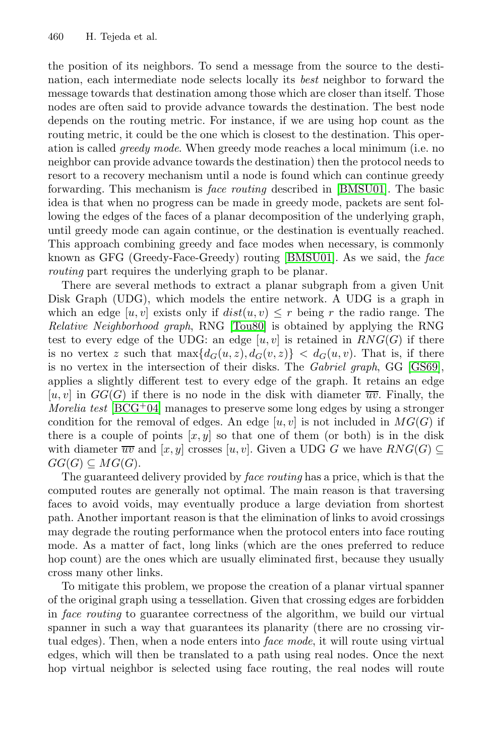the position of its neighbors. To send a message from the source to the destination, each intermediate node selects locally its *best* neighbor to forward the message towards that destination among those which are closer than itself. Those nodes are often said to provide advance towards the destination. The best node depends on the routing metric. For instance, if we are using hop count as the routing metric, it could be the one which is closest to the destination. This operation is called *greedy mode*. When greedy mode reaches a local minimum (i.e. no neighbor can provide advance towards the destination) then the protocol needs to resort to a recovery mechanism until a node is found which can continue greedy forwarding. This mechanism is *face routing* described in [BMSU01]. The basic idea is that when no progress can be made in greedy mode, packets are sent following the edges of the faces of a planar decomposition of the underlying graph, until greedy mode can again continue, or the destination is eventually reached. This approach combining greedy and face modes when necessary, is commonly known as GFG (Greedy-Face-Greedy) routing [BMSU01]. As we said, the *face routing* part requires the underlying graph to be planar.

There are several methods to extract a planar subgraph from a given Unit Disk Graph (UDG), which models the entire network. A UDG is a graph in which an edge $[u, v]$ exists only if $dist(u, v) \leq r$ being $r$ the radio range. The *Relative Neighborhood graph*, RNG [Tou80] is obtained by applying the RNG test to every edge of the UDG: an edge $[u, v]$ is retained in $RNG(G)$ if there is no vertex $z$ such that $\max\{d_G(u, z), d_G(v, z)\} < d_G(u, v)$. That is, if there is no vertex in the intersection of their disks. The *Gabriel graph*, GG [GS69], applies a slightly different test to every edge of the graph. It retains an edge $[u, v]$ in $GG(G)$ if there is no node in the disk with diameter $\overline{uv}$. Finally, the *Morelia test* [BCG+04] manages to preserve some long edges by using a stronger condition for the removal of edges. An edge $[u, v]$ is not included in $MG(G)$ if there is a couple of points $[x, y]$ so that one of them (or both) is in the disk with diameter $\overline{uv}$ and $[x, y]$ crosses $[u, v]$. Given a UDG $G$ we have $RNG(G) \subseteq GG(G) \subseteq MG(G)$.

The guaranteed delivery provided by *face routing* has a price, which is that the computed routes are generally not optimal. The main reason is that traversing faces to avoid voids, may eventually produce a large deviation from shortest path. Another important reason is that the elimination of links to avoid crossings may degrade the routing performance when the protocol enters into face routing mode. As a matter of fact, long links (which are the ones preferred to reduce hop count) are the ones which are usually eliminated first, because they usually cross many other links.

To mitigate this problem, we propose the creation of a planar virtual spanner of the original graph using a tessellation. Given that crossing edges are forbidden in *face routing* to guarantee correctness of the algorithm, we build our virtual spanner in such a way that guarantees its planarity (there are no crossing virtual edges). Then, when a node enters into *face mode*, it will route using virtual edges, which will then be translated to a path using real nodes. Once the next hop virtual neighbor is selected using face routing, the real nodes will route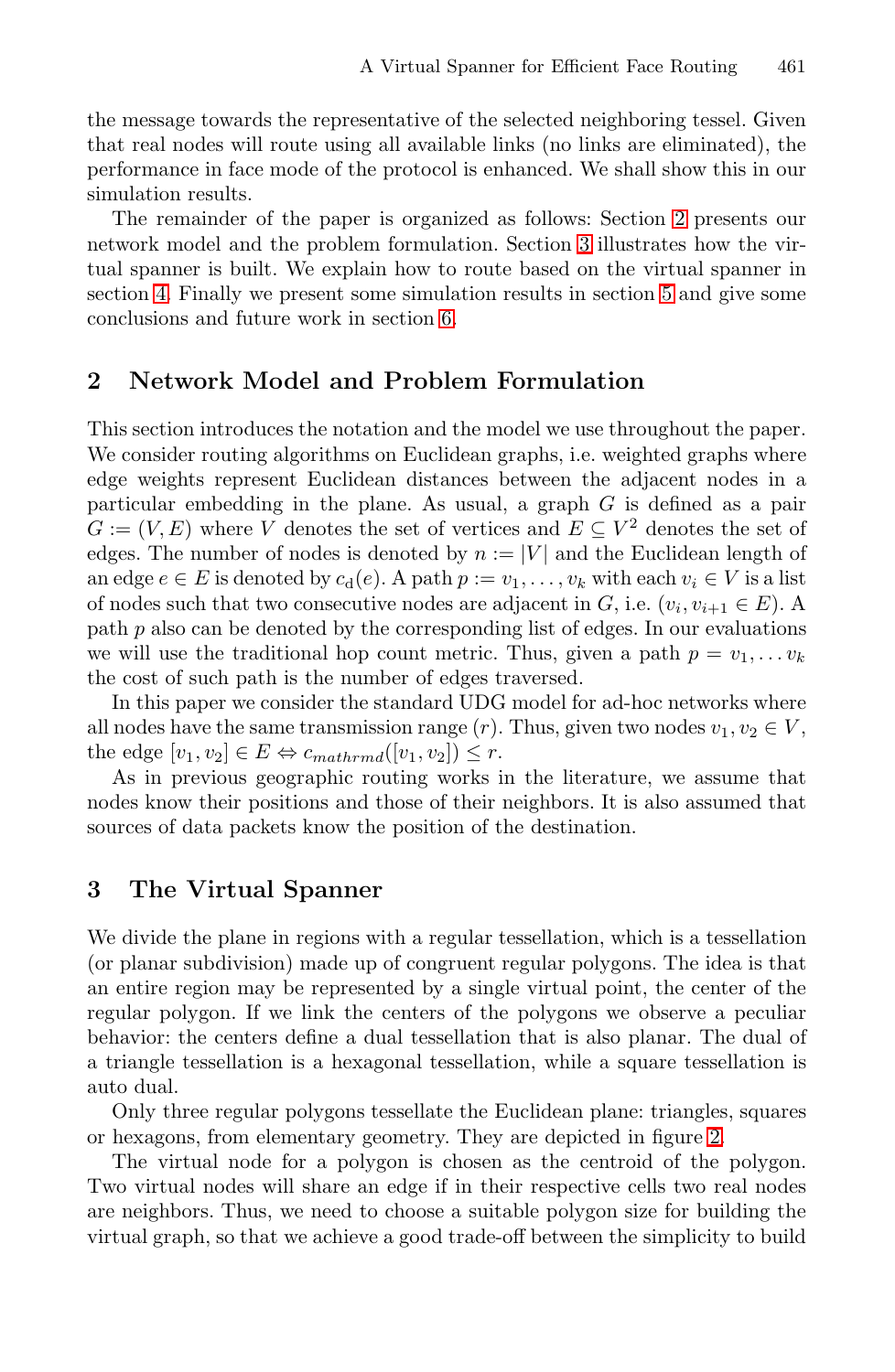the message towards the representative of the selected neighboring tessel. Given that real nodes will route using all available links (no links are eliminated), the performance in face mode of the protocol is enhanced. We shall show this in our simulation results.

The remainder of the paper is organized as follows: Section 2 presents our network model and the problem formulation. Section 3 illustrates how the virtual spanner is built. We explain how to route based on the virtual spanner in section 4. Finally we present some simulation results in section 5 and give some conclusions and future work in section 6.

## 2 Network Model and Problem Formulation

This section introduces the notation and the model we use throughout the paper. We consider routing algorithms on Euclidean graphs, i.e. weighted graphs where edge weights represent Euclidean distances between the adjacent nodes in a particular embedding in the plane. As usual, a graph $G$ is defined as a pair $G := (V, E)$ where $V$ denotes the set of vertices and $E \subseteq V^2$ denotes the set of edges. The number of nodes is denoted by $n := |V|$ and the Euclidean length of an edge $e \in E$ is denoted by $c_{\mathrm{d}}(e)$. A path $p := v_1, \ldots, v_k$ with each $v_i \in V$ is a list of nodes such that two consecutive nodes are adjacent in $G$, i.e. $(v_i, v_{i+1} \in E)$. A path $p$ also can be denoted by the corresponding list of edges. In our evaluations we will use the traditional hop count metric. Thus, given a path $p = v_1, \ldots v_k$ the cost of such path is the number of edges traversed.

In this paper we consider the standard UDG model for ad-hoc networks where all nodes have the same transmission range $(r)$. Thus, given two nodes $v_1, v_2 \in V$, the edge $[v_1, v_2] \in E \Leftrightarrow c_{mathrmd}([v_1, v_2]) \leq r$.

As in previous geographic routing works in the literature, we assume that nodes know their positions and those of their neighbors. It is also assumed that sources of data packets know the position of the destination.

## 3 The Virtual Spanner

We divide the plane in regions with a regular tessellation, which is a tessellation (or planar subdivision) made up of congruent regular polygons. The idea is that an entire region may be represented by a single virtual point, the center of the regular polygon. If we link the centers of the polygons we observe a peculiar behavior: the centers define a dual tessellation that is also planar. The dual of a triangle tessellation is a hexagonal tessellation, while a square tessellation is auto dual.

Only three regular polygons tessellate the Euclidean plane: triangles, squares or hexagons, from elementary geometry. They are depicted in figure 2.

The virtual node for a polygon is chosen as the centroid of the polygon. Two virtual nodes will share an edge if in their respective cells two real nodes are neighbors. Thus, we need to choose a suitable polygon size for building the virtual graph, so that we achieve a good trade-off between the simplicity to build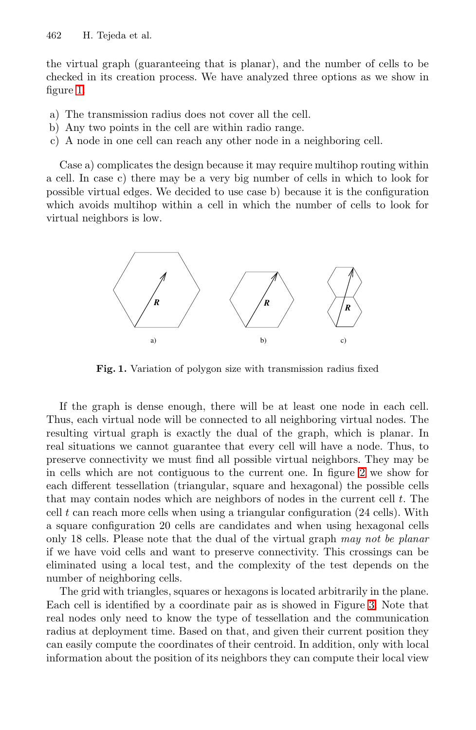the virtual graph (guaranteeing that is planar), and the number of cells to be checked in its creation process. We have analyzed three options as we show in figure 1.

a) The transmission radius does not cover all the cell.
b) Any two points in the cell are within radio range.
c) A node in one cell can reach any other node in a neighboring cell.

Case a) complicates the design because it may require multihop routing within a cell. In case c) there may be a very big number of cells in which to look for possible virtual edges. We decided to use case b) because it is the configuration which avoids multihop within a cell in which the number of cells to look for virtual neighbors is low.

R

R

R

a)

b)

c)

**Fig. 1.** Variation of polygon size with transmission radius fixed

If the graph is dense enough, there will be at least one node in each cell. Thus, each virtual node will be connected to all neighboring virtual nodes. The resulting virtual graph is exactly the dual of the graph, which is planar. In real situations we cannot guarantee that every cell will have a node. Thus, to preserve connectivity we must find all possible virtual neighbors. They may be in cells which are not contiguous to the current one. In figure 2 we show for each different tessellation (triangular, square and hexagonal) the possible cells that may contain nodes which are neighbors of nodes in the current cell $t$. The cell $t$ can reach more cells when using a triangular configuration (24 cells). With a square configuration 20 cells are candidates and when using hexagonal cells only 18 cells. Please note that the dual of the virtual graph *may not be planar* if we have void cells and want to preserve connectivity. This crossings can be eliminated using a local test, and the complexity of the test depends on the number of neighboring cells.

The grid with triangles, squares or hexagons is located arbitrarily in the plane. Each cell is identified by a coordinate pair as is showed in Figure 3. Note that real nodes only need to know the type of tessellation and the communication radius at deployment time. Based on that, and given their current position they can easily compute the coordinates of their centroid. In addition, only with local information about the position of its neighbors they can compute their local view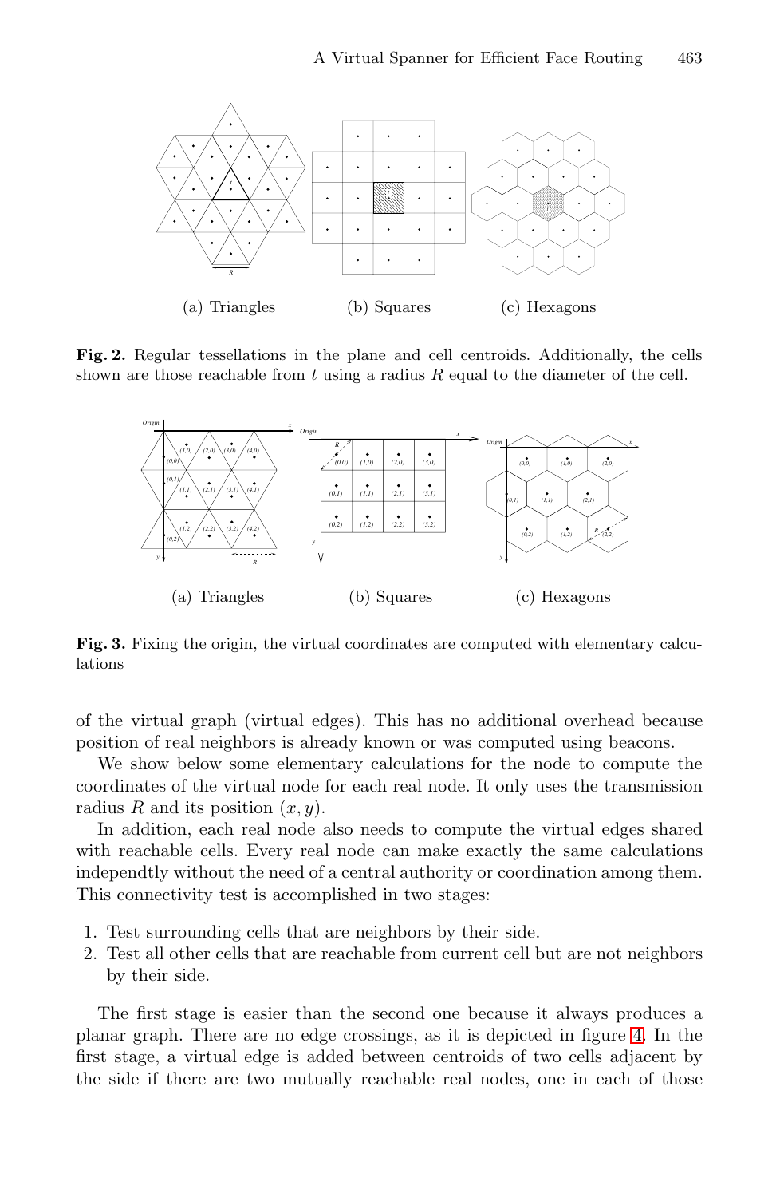(a) Triangles (b) Squares (c) Hexagons

**Fig. 2.** Regular tessellations in the plane and cell centroids. Additionally, the cells shown are those reachable from $t$ using a radius $R$ equal to the diameter of the cell.

(a) Triangles (b) Squares (c) Hexagons

**Fig. 3.** Fixing the origin, the virtual coordinates are computed with elementary calculations

of the virtual graph (virtual edges). This has no additional overhead because position of real neighbors is already known or was computed using beacons.

We show below some elementary calculations for the node to compute the coordinates of the virtual node for each real node. It only uses the transmission radius $R$ and its position $(x, y)$.

In addition, each real node also needs to compute the virtual edges shared with reachable cells. Every real node can make exactly the same calculations independtly without the need of a central authority or coordination among them. This connectivity test is accomplished in two stages:

1. Test surrounding cells that are neighbors by their side.
2. Test all other cells that are reachable from current cell but are not neighbors by their side.

The first stage is easier than the second one because it always produces a planar graph. There are no edge crossings, as it is depicted in figure 4. In the first stage, a virtual edge is added between centroids of two cells adjacent by the side if there are two mutually reachable real nodes, one in each of those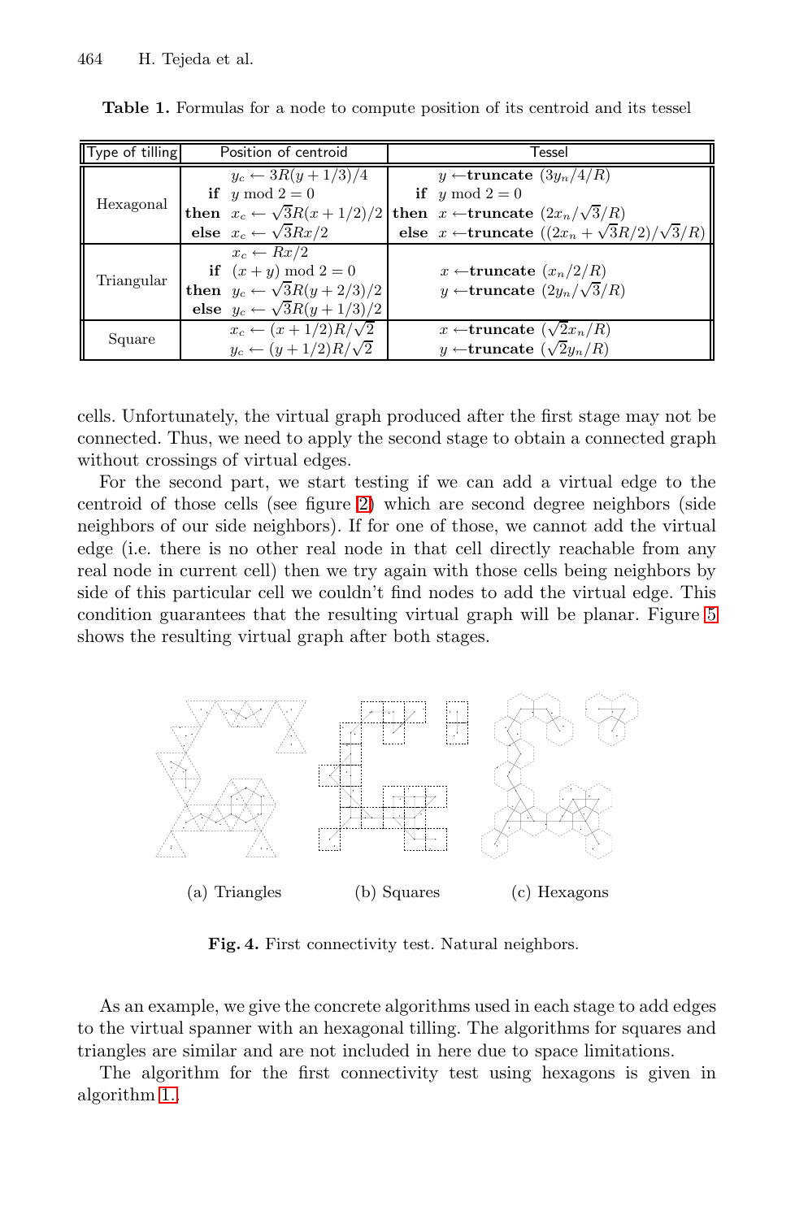**Table 1.** Formulas for a node to compute position of its centroid and its tessel

| Type of tilling | Position of centroid | Tessel |
|---|---|---|
| Hexagonal | $y_c \leftarrow 3R(y+1/3)/4$ <br> **if** $y \bmod 2 = 0$ <br> **then** $x_c \leftarrow \sqrt{3}R(x+1/2)/2$ <br> **else** $x_c \leftarrow \sqrt{3}Rx/2$ | $y \leftarrow$**truncate** $(3y_n/4/R)$ <br> **if** $y \bmod 2 = 0$ <br> **then** $x \leftarrow$**truncate** $(2x_n/\sqrt{3}/R)$ <br> **else** $x \leftarrow$**truncate** $((2x_n + \sqrt{3}R/2)/\sqrt{3}/R)$ |
| Triangular | $x_c \leftarrow Rx/2$ <br> **if** $(x+y) \bmod 2 = 0$ <br> **then** $y_c \leftarrow \sqrt{3}R(y+2/3)/2$ <br> **else** $y_c \leftarrow \sqrt{3}R(y+1/3)/2$ | $x \leftarrow$**truncate** $(x_n/2/R)$ <br> $y \leftarrow$**truncate** $(2y_n/\sqrt{3}/R)$ |
| Square | $x_c \leftarrow (x+1/2)R/\sqrt{2}$ <br> $y_c \leftarrow (y+1/2)R/\sqrt{2}$ | $x \leftarrow$**truncate** $(\sqrt{2}x_n/R)$ <br> $y \leftarrow$**truncate** $(\sqrt{2}y_n/R)$ |

cells. Unfortunately, the virtual graph produced after the first stage may not be connected. Thus, we need to apply the second stage to obtain a connected graph without crossings of virtual edges.

For the second part, we start testing if we can add a virtual edge to the centroid of those cells (see figure 2) which are second degree neighbors (side neighbors of our side neighbors). If for one of those, we cannot add the virtual edge (i.e. there is no other real node in that cell directly reachable from any real node in current cell) then we try again with those cells being neighbors by side of this particular cell we couldn't find nodes to add the virtual edge. This condition guarantees that the resulting virtual graph will be planar. Figure 5 shows the resulting virtual graph after both stages.

(a) Triangles (b) Squares (c) Hexagons

**Fig. 4.** First connectivity test. Natural neighbors.

As an example, we give the concrete algorithms used in each stage to add edges to the virtual spanner with an hexagonal tilling. The algorithms for squares and triangles are similar and are not included in here due to space limitations.

The algorithm for the first connectivity test using hexagons is given in algorithm 1.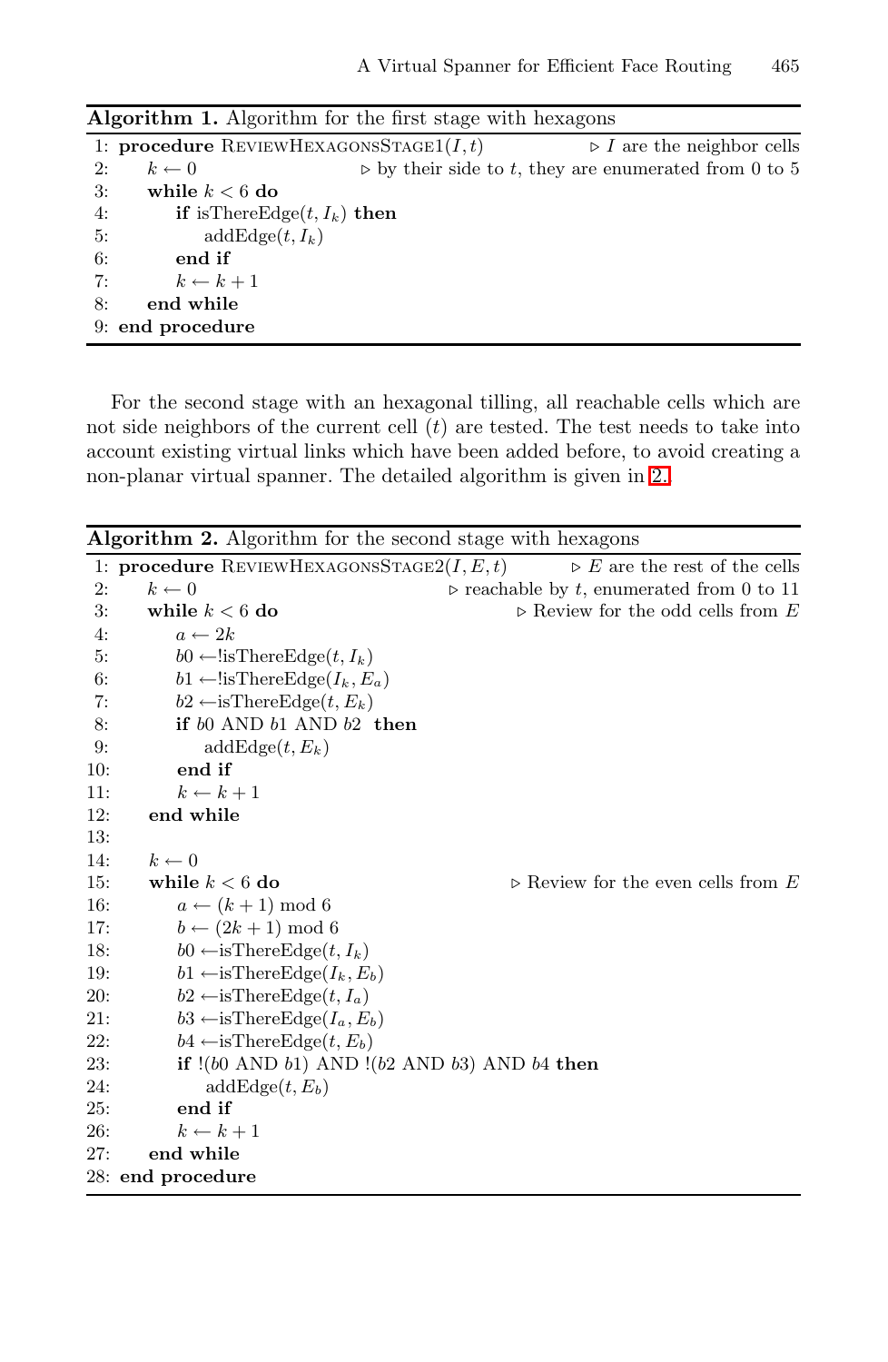**Algorithm 1.** Algorithm for the first stage with hexagons

```
1: procedure ReviewHexagonsStage1(I, t)          ▷ I are the neighbor cells
2:     k ← 0              ▷ by their side to t, they are enumerated from 0 to 5
3:     while k < 6 do
4:         if isThereEdge(t, I_k) then
5:             addEdge(t, I_k)
6:         end if
7:         k ← k + 1
8:     end while
9: end procedure
```

For the second stage with an hexagonal tilling, all reachable cells which are not side neighbors of the current cell ($t$) are tested. The test needs to take into account existing virtual links which have been added before, to avoid creating a non-planar virtual spanner. The detailed algorithm is given in 2.

**Algorithm 2.** Algorithm for the second stage with hexagons

```
1: procedure ReviewHexagonsStage2(I, E, t)       ▷ E are the rest of the cells
2:     k ← 0                        ▷ reachable by t, enumerated from 0 to 11
3:     while k < 6 do                          ▷ Review for the odd cells from E
4:         a ← 2k
5:         b0 ← !isThereEdge(t, I_k)
6:         b1 ← !isThereEdge(I_k, E_a)
7:         b2 ← isThereEdge(t, E_k)
8:         if b0 AND b1 AND b2 then
9:             addEdge(t, E_k)
10:        end if
11:        k ← k + 1
12:    end while
13:
14:    k ← 0
15:    while k < 6 do                         ▷ Review for the even cells from E
16:        a ← (k + 1) mod 6
17:        b ← (2k + 1) mod 6
18:        b0 ← isThereEdge(t, I_k)
19:        b1 ← isThereEdge(I_k, E_b)
20:        b2 ← isThereEdge(t, I_a)
21:        b3 ← isThereEdge(I_a, E_b)
22:        b4 ← isThereEdge(t, E_b)
23:        if !(b0 AND b1) AND !(b2 AND b3) AND b4 then
24:            addEdge(t, E_b)
25:        end if
26:        k ← k + 1
27:    end while
28: end procedure
```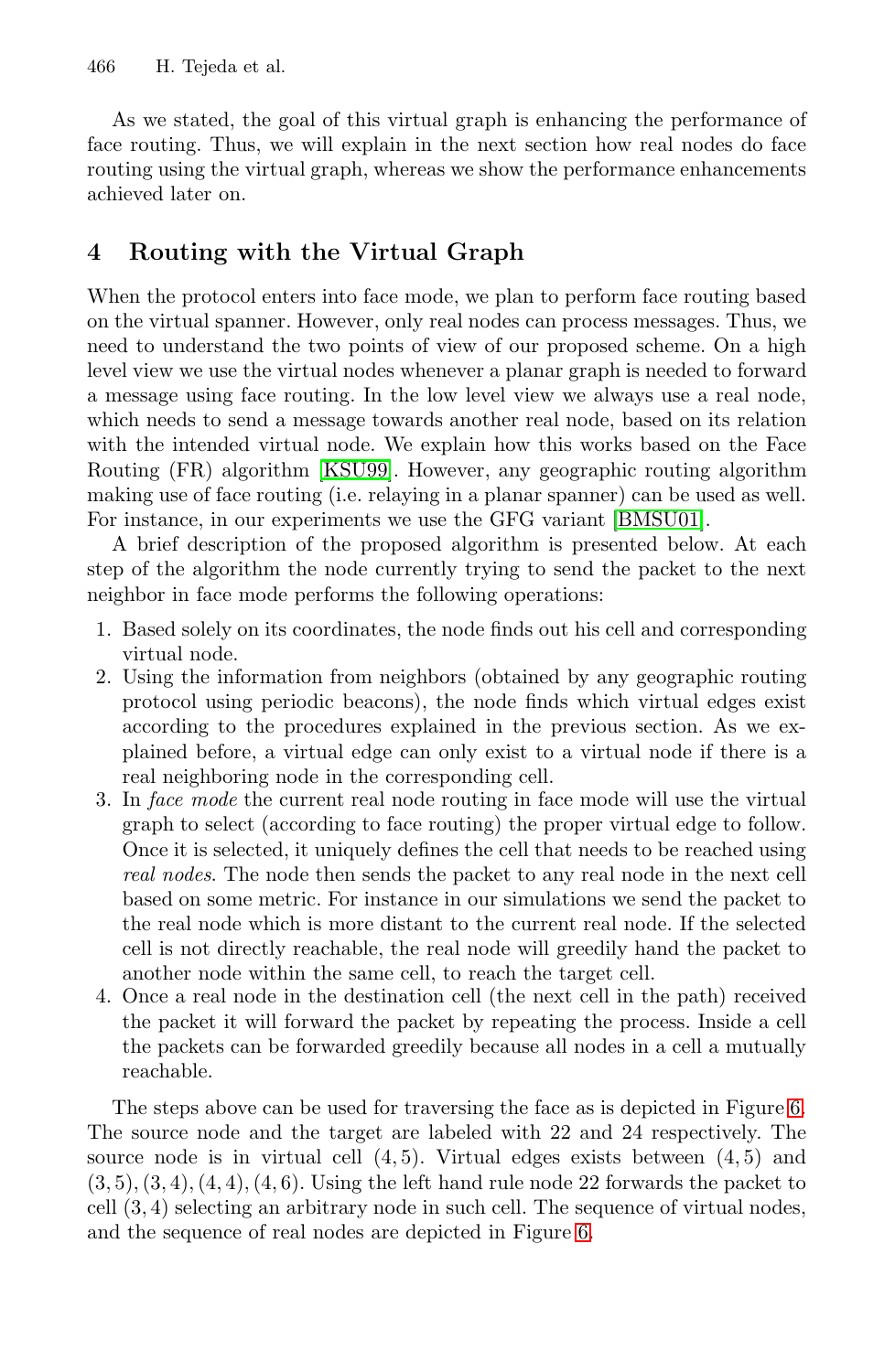As we stated, the goal of this virtual graph is enhancing the performance of face routing. Thus, we will explain in the next section how real nodes do face routing using the virtual graph, whereas we show the performance enhancements achieved later on.

## 4 Routing with the Virtual Graph

When the protocol enters into face mode, we plan to perform face routing based on the virtual spanner. However, only real nodes can process messages. Thus, we need to understand the two points of view of our proposed scheme. On a high level view we use the virtual nodes whenever a planar graph is needed to forward a message using face routing. In the low level view we always use a real node, which needs to send a message towards another real node, based on its relation with the intended virtual node. We explain how this works based on the Face Routing (FR) algorithm [KSU99]. However, any geographic routing algorithm making use of face routing (i.e. relaying in a planar spanner) can be used as well. For instance, in our experiments we use the GFG variant [BMSU01].

A brief description of the proposed algorithm is presented below. At each step of the algorithm the node currently trying to send the packet to the next neighbor in face mode performs the following operations:

1. Based solely on its coordinates, the node finds out his cell and corresponding virtual node.
2. Using the information from neighbors (obtained by any geographic routing protocol using periodic beacons), the node finds which virtual edges exist according to the procedures explained in the previous section. As we explained before, a virtual edge can only exist to a virtual node if there is a real neighboring node in the corresponding cell.
3. In *face mode* the current real node routing in face mode will use the virtual graph to select (according to face routing) the proper virtual edge to follow. Once it is selected, it uniquely defines the cell that needs to be reached using *real nodes*. The node then sends the packet to any real node in the next cell based on some metric. For instance in our simulations we send the packet to the real node which is more distant to the current real node. If the selected cell is not directly reachable, the real node will greedily hand the packet to another node within the same cell, to reach the target cell.
4. Once a real node in the destination cell (the next cell in the path) received the packet it will forward the packet by repeating the process. Inside a cell the packets can be forwarded greedily because all nodes in a cell a mutually reachable.

The steps above can be used for traversing the face as is depicted in Figure 6. The source node and the target are labeled with 22 and 24 respectively. The source node is in virtual cell $(4, 5)$. Virtual edges exists between $(4, 5)$ and $(3, 5), (3, 4), (4, 4), (4, 6)$. Using the left hand rule node 22 forwards the packet to cell $(3, 4)$ selecting an arbitrary node in such cell. The sequence of virtual nodes, and the sequence of real nodes are depicted in Figure 6.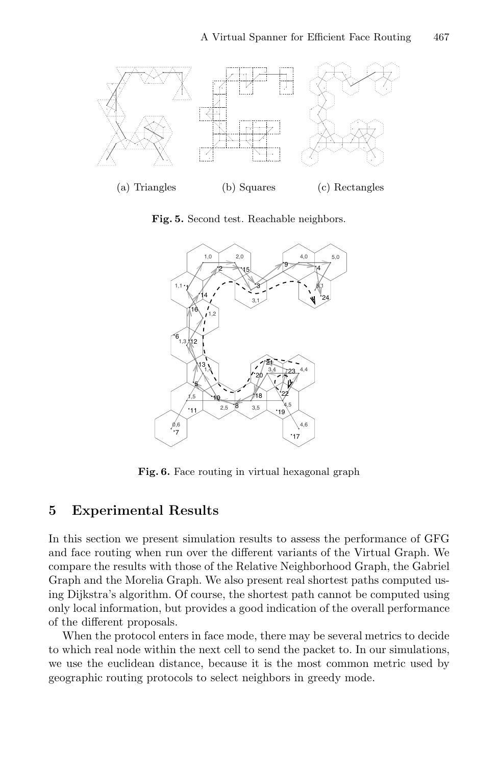(a) Triangles (b) Squares (c) Rectangles

**Fig. 5.** Second test. Reachable neighbors.

**Fig. 6.** Face routing in virtual hexagonal graph

## 5 Experimental Results

In this section we present simulation results to assess the performance of GFG and face routing when run over the different variants of the Virtual Graph. We compare the results with those of the Relative Neighborhood Graph, the Gabriel Graph and the Morelia Graph. We also present real shortest paths computed using Dijkstra's algorithm. Of course, the shortest path cannot be computed using only local information, but provides a good indication of the overall performance of the different proposals.

When the protocol enters in face mode, there may be several metrics to decide to which real node within the next cell to send the packet to. In our simulations, we use the euclidean distance, because it is the most common metric used by geographic routing protocols to select neighbors in greedy mode.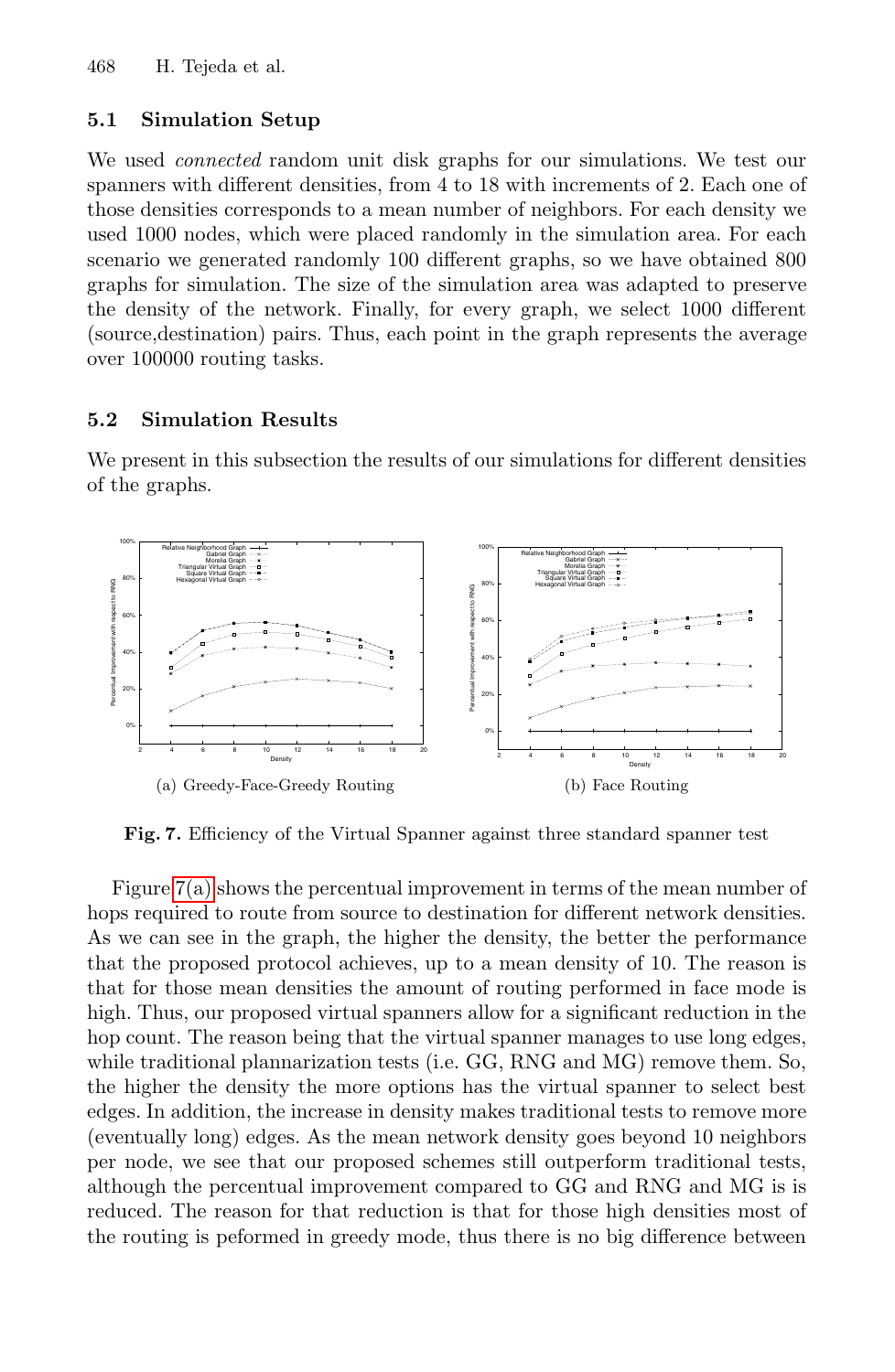### 5.1 Simulation Setup

We used *connected* random unit disk graphs for our simulations. We test our spanners with different densities, from 4 to 18 with increments of 2. Each one of those densities corresponds to a mean number of neighbors. For each density we used 1000 nodes, which were placed randomly in the simulation area. For each scenario we generated randomly 100 different graphs, so we have obtained 800 graphs for simulation. The size of the simulation area was adapted to preserve the density of the network. Finally, for every graph, we select 1000 different (source,destination) pairs. Thus, each point in the graph represents the average over 100000 routing tasks.

### 5.2 Simulation Results

We present in this subsection the results of our simulations for different densities of the graphs.

(a) Greedy-Face-Greedy Routing

(b) Face Routing

**Fig. 7.** Efficiency of the Virtual Spanner against three standard spanner test

Figure 7(a) shows the percentual improvement in terms of the mean number of hops required to route from source to destination for different network densities. As we can see in the graph, the higher the density, the better the performance that the proposed protocol achieves, up to a mean density of 10. The reason is that for those mean densities the amount of routing performed in face mode is high. Thus, our proposed virtual spanners allow for a significant reduction in the hop count. The reason being that the virtual spanner manages to use long edges, while traditional plannarization tests (i.e. GG, RNG and MG) remove them. So, the higher the density the more options has the virtual spanner to select best edges. In addition, the increase in density makes traditional tests to remove more (eventually long) edges. As the mean network density goes beyond 10 neighbors per node, we see that our proposed schemes still outperform traditional tests, although the percentual improvement compared to GG and RNG and MG is is reduced. The reason for that reduction is that for those high densities most of the routing is peformed in greedy mode, thus there is no big difference between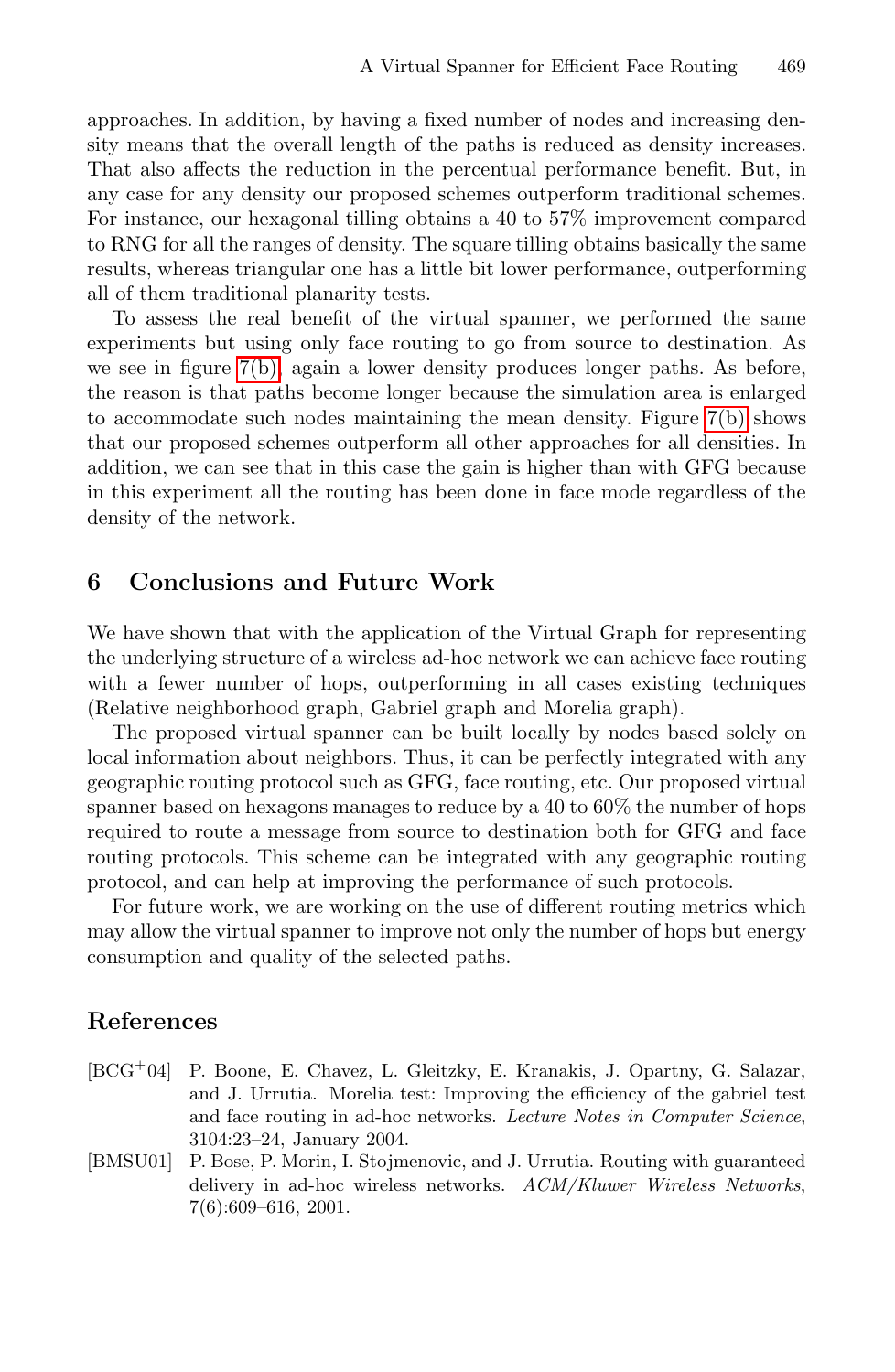approaches. In addition, by having a fixed number of nodes and increasing density means that the overall length of the paths is reduced as density increases. That also affects the reduction in the percentual performance benefit. But, in any case for any density our proposed schemes outperform traditional schemes. For instance, our hexagonal tilling obtains a 40 to 57% improvement compared to RNG for all the ranges of density. The square tilling obtains basically the same results, whereas triangular one has a little bit lower performance, outperforming all of them traditional planarity tests.

To assess the real benefit of the virtual spanner, we performed the same experiments but using only face routing to go from source to destination. As we see in figure 7(b), again a lower density produces longer paths. As before, the reason is that paths become longer because the simulation area is enlarged to accommodate such nodes maintaining the mean density. Figure 7(b) shows that our proposed schemes outperform all other approaches for all densities. In addition, we can see that in this case the gain is higher than with GFG because in this experiment all the routing has been done in face mode regardless of the density of the network.

## 6 Conclusions and Future Work

We have shown that with the application of the Virtual Graph for representing the underlying structure of a wireless ad-hoc network we can achieve face routing with a fewer number of hops, outperforming in all cases existing techniques (Relative neighborhood graph, Gabriel graph and Morelia graph).

The proposed virtual spanner can be built locally by nodes based solely on local information about neighbors. Thus, it can be perfectly integrated with any geographic routing protocol such as GFG, face routing, etc. Our proposed virtual spanner based on hexagons manages to reduce by a 40 to 60% the number of hops required to route a message from source to destination both for GFG and face routing protocols. This scheme can be integrated with any geographic routing protocol, and can help at improving the performance of such protocols.

For future work, we are working on the use of different routing metrics which may allow the virtual spanner to improve not only the number of hops but energy consumption and quality of the selected paths.

## References

[BCG+04] P. Boone, E. Chavez, L. Gleitzky, E. Kranakis, J. Opartny, G. Salazar, and J. Urrutia. Morelia test: Improving the efficiency of the gabriel test and face routing in ad-hoc networks. *Lecture Notes in Computer Science*, 3104:23–24, January 2004.

[BMSU01] P. Bose, P. Morin, I. Stojmenovic, and J. Urrutia. Routing with guaranteed delivery in ad-hoc wireless networks. *ACM/Kluwer Wireless Networks*, 7(6):609–616, 2001.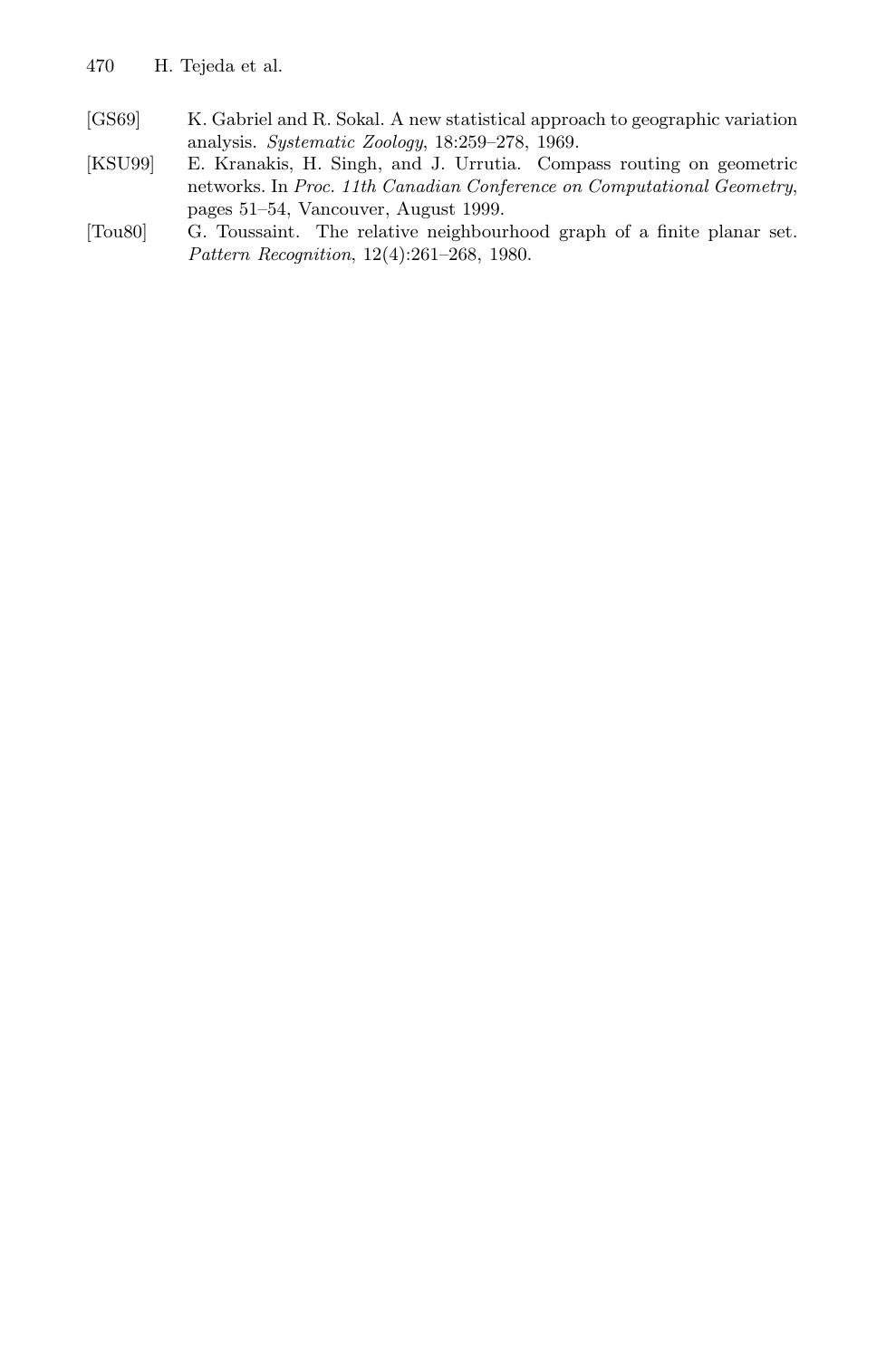[GS69] K. Gabriel and R. Sokal. A new statistical approach to geographic variation analysis. *Systematic Zoology*, 18:259–278, 1969.

[KSU99] E. Kranakis, H. Singh, and J. Urrutia. Compass routing on geometric networks. In *Proc. 11th Canadian Conference on Computational Geometry*, pages 51–54, Vancouver, August 1999.

[Tou80] G. Toussaint. The relative neighbourhood graph of a finite planar set. *Pattern Recognition*, 12(4):261–268, 1980.